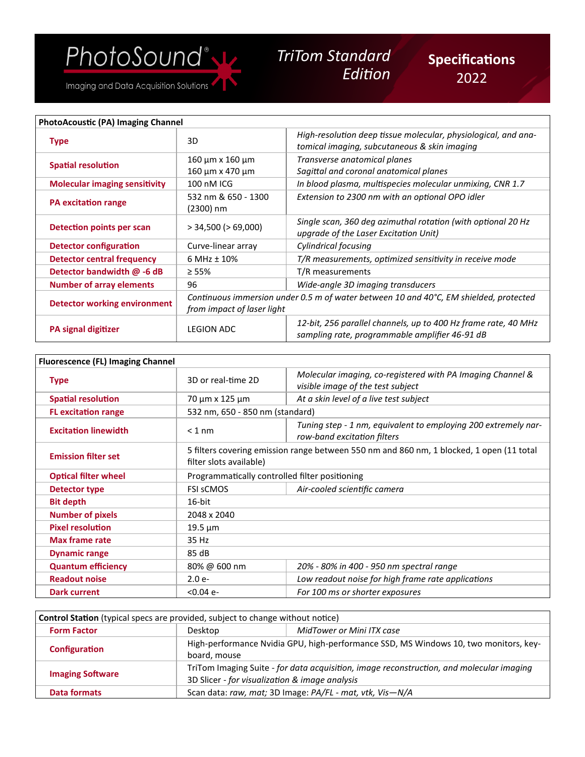# PhotoSound®

Imaging and Data Acquisition Solutions

## TriTom Standard Edition

## Specifications 2022

| **PhotoAcoustic (PA) Imaging Channel** | | |
|---|---|---|
| **Type** | 3D | *High-resolution deep tissue molecular, physiological, and anatomical imaging, subcutaneous & skin imaging* |
| **Spatial resolution** | 160 µm x 160 µm<br>160 µm x 470 µm | *Transverse anatomical planes*<br>*Sagittal and coronal anatomical planes* |
| **Molecular imaging sensitivity** | 100 nM ICG | *In blood plasma, multispecies molecular unmixing, CNR 1.7* |
| **PA excitation range** | 532 nm & 650 - 1300 (2300) nm | *Extension to 2300 nm with an optional OPO idler* |
| **Detection points per scan** | > 34,500 (> 69,000) | *Single scan, 360 deg azimuthal rotation (with optional 20 Hz upgrade of the Laser Excitation Unit)* |
| **Detector configuration** | Curve-linear array | *Cylindrical focusing* |
| **Detector central frequency** | 6 MHz ± 10% | *T/R measurements, optimized sensitivity in receive mode* |
| **Detector bandwidth @ -6 dB** | ≥ 55% | T/R measurements |
| **Number of array elements** | 96 | *Wide-angle 3D imaging transducers* |
| **Detector working environment** | *Continuous immersion under 0.5 m of water between 10 and 40°C, EM shielded, protected from impact of laser light* | |
| **PA signal digitizer** | LEGION ADC | *12-bit, 256 parallel channels, up to 400 Hz frame rate, 40 MHz sampling rate, programmable amplifier 46-91 dB* |

| **Fluorescence (FL) Imaging Channel** | | |
|---|---|---|
| **Type** | 3D or real-time 2D | *Molecular imaging, co-registered with PA Imaging Channel & visible image of the test subject* |
| **Spatial resolution** | 70 µm x 125 µm | *At a skin level of a live test subject* |
| **FL excitation range** | 532 nm, 650 - 850 nm (standard) | |
| **Excitation linewidth** | < 1 nm | *Tuning step - 1 nm, equivalent to employing 200 extremely narrow-band excitation filters* |
| **Emission filter set** | 5 filters covering emission range between 550 nm and 860 nm, 1 blocked, 1 open (11 total filter slots available) | |
| **Optical filter wheel** | Programmatically controlled filter positioning | |
| **Detector type** | FSI sCMOS | *Air-cooled scientific camera* |
| **Bit depth** | 16-bit | |
| **Number of pixels** | 2048 x 2040 | |
| **Pixel resolution** | 19.5 µm | |
| **Max frame rate** | 35 Hz | |
| **Dynamic range** | 85 dB | |
| **Quantum efficiency** | 80% @ 600 nm | *20% - 80% in 400 - 950 nm spectral range* |
| **Readout noise** | 2.0 e- | *Low readout noise for high frame rate applications* |
| **Dark current** | <0.04 e- | *For 100 ms or shorter exposures* |

| **Control Station** (typical specs are provided, subject to change without notice) | | |
|---|---|---|
| **Form Factor** | Desktop | *MidTower or Mini ITX case* |
| **Configuration** | High-performance Nvidia GPU, high-performance SSD, MS Windows 10, two monitors, keyboard, mouse | |
| **Imaging Software** | TriTom Imaging Suite - *for data acquisition, image reconstruction, and molecular imaging*<br>3D Slicer - *for visualization & image analysis* | |
| **Data formats** | Scan data: *raw, mat;* 3D Image: *PA/FL - mat, vtk, Vis—N/A* | |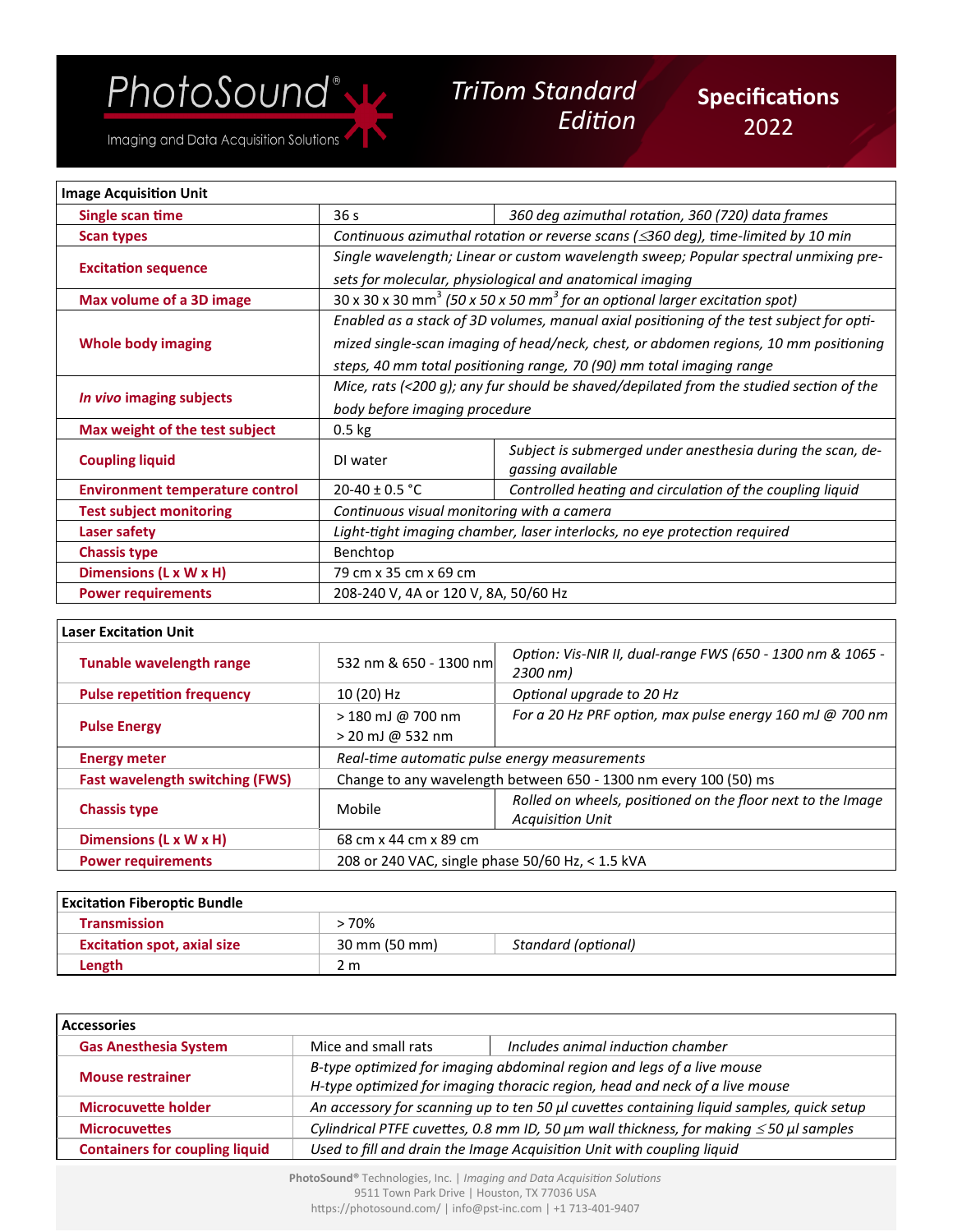# PhotoSound®

Imaging and Data Acquisition Solutions

## TriTom Standard Edition

## Specifications 2022

| Image Acquisition Unit | | |
|---|---|---|
| **Single scan time** | 36 s | *360 deg azimuthal rotation, 360 (720) data frames* |
| **Scan types** | *Continuous azimuthal rotation or reverse scans (≤360 deg), time-limited by 10 min* | |
| **Excitation sequence** | *Single wavelength; Linear or custom wavelength sweep; Popular spectral unmixing pre-sets for molecular, physiological and anatomical imaging* | |
| **Max volume of a 3D image** | 30 x 30 x 30 $mm^3$ *(50 x 50 x 50 $mm^3$ for an optional larger excitation spot)* | |
| **Whole body imaging** | *Enabled as a stack of 3D volumes, manual axial positioning of the test subject for optimized single-scan imaging of head/neck, chest, or abdomen regions, 10 mm positioning steps, 40 mm total positioning range, 70 (90) mm total imaging range* | |
| ***In vivo* imaging subjects** | *Mice, rats (<200 g); any fur should be shaved/depilated from the studied section of the body before imaging procedure* | |
| **Max weight of the test subject** | 0.5 kg | |
| **Coupling liquid** | DI water | *Subject is submerged under anesthesia during the scan, degassing available* |
| **Environment temperature control** | 20-40 ± 0.5 °C | *Controlled heating and circulation of the coupling liquid* |
| **Test subject monitoring** | *Continuous visual monitoring with a camera* | |
| **Laser safety** | *Light-tight imaging chamber, laser interlocks, no eye protection required* | |
| **Chassis type** | Benchtop | |
| **Dimensions (L x W x H)** | 79 cm x 35 cm x 69 cm | |
| **Power requirements** | 208-240 V, 4A or 120 V, 8A, 50/60 Hz | |

| Laser Excitation Unit | | |
|---|---|---|
| **Tunable wavelength range** | 532 nm & 650 - 1300 nm | *Option: Vis-NIR II, dual-range FWS (650 - 1300 nm & 1065 - 2300 nm)* |
| **Pulse repetition frequency** | 10 (20) Hz | *Optional upgrade to 20 Hz* |
| **Pulse Energy** | > 180 mJ @ 700 nm<br>> 20 mJ @ 532 nm | *For a 20 Hz PRF option, max pulse energy 160 mJ @ 700 nm* |
| **Energy meter** | *Real-time automatic pulse energy measurements* | |
| **Fast wavelength switching (FWS)** | Change to any wavelength between 650 - 1300 nm every 100 (50) ms | |
| **Chassis type** | Mobile | *Rolled on wheels, positioned on the floor next to the Image Acquisition Unit* |
| **Dimensions (L x W x H)** | 68 cm x 44 cm x 89 cm | |
| **Power requirements** | 208 or 240 VAC, single phase 50/60 Hz, < 1.5 kVA | |

| Excitation Fiberoptic Bundle | | |
|---|---|---|
| **Transmission** | > 70% | |
| **Excitation spot, axial size** | 30 mm (50 mm) | *Standard (optional)* |
| **Length** | 2 m | |

| Accessories | | |
|---|---|---|
| **Gas Anesthesia System** | Mice and small rats | *Includes animal induction chamber* |
| **Mouse restrainer** | *B-type optimized for imaging abdominal region and legs of a live mouse*<br>*H-type optimized for imaging thoracic region, head and neck of a live mouse* | |
| **Microcuvette holder** | *An accessory for scanning up to ten 50 µl cuvettes containing liquid samples, quick setup* | |
| **Microcuvettes** | *Cylindrical PTFE cuvettes, 0.8 mm ID, 50 µm wall thickness, for making ≤ 50 µl samples* | |
| **Containers for coupling liquid** | *Used to fill and drain the Image Acquisition Unit with coupling liquid* | |

**PhotoSound®** Technologies, Inc. | *Imaging and Data Acquisition Solutions*
9511 Town Park Drive | Houston, TX 77036 USA
https://photosound.com/ | info@pst-inc.com | +1 713-401-9407